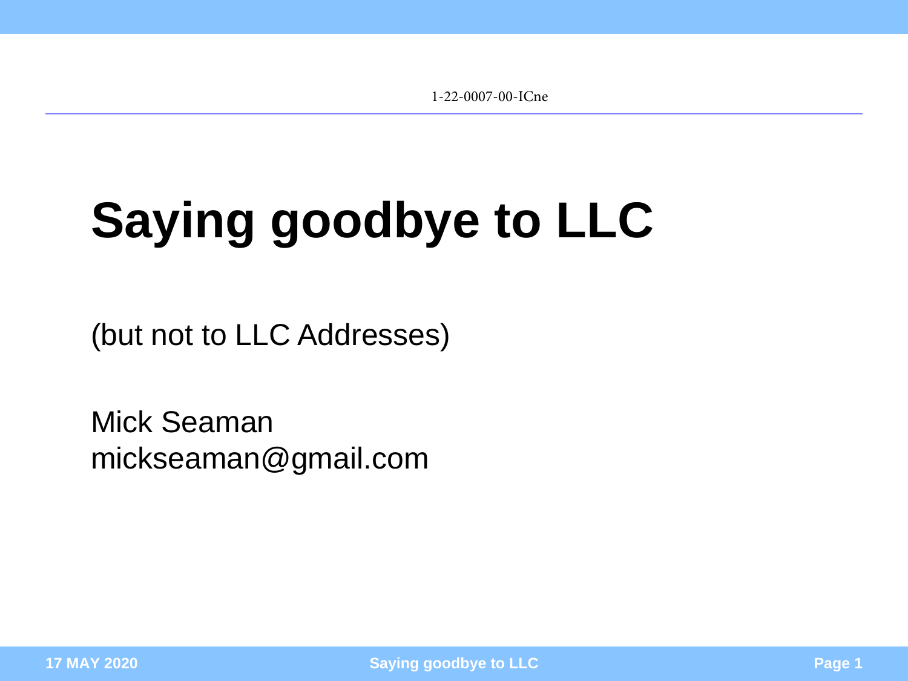# Saying goodbye to LLC

(but not to LLC Addresses)

Mick Seaman
mickseaman@gmail.com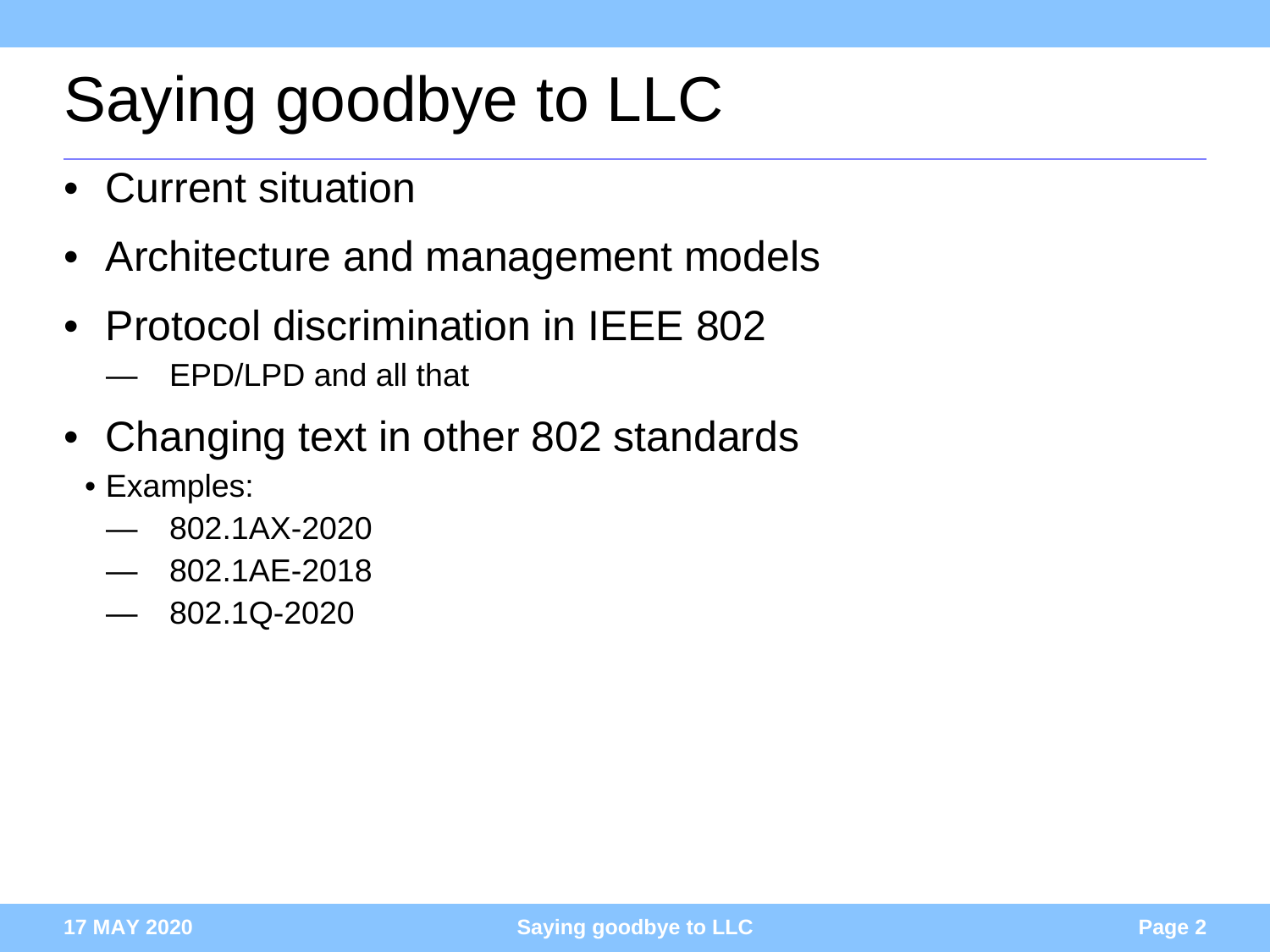# Saying goodbye to LLC

- Current situation
- Architecture and management models
- Protocol discrimination in IEEE 802
  - EPD/LPD and all that
- Changing text in other 802 standards
  - Examples:
    - 802.1AX-2020
    - 802.1AE-2018
    - 802.1Q-2020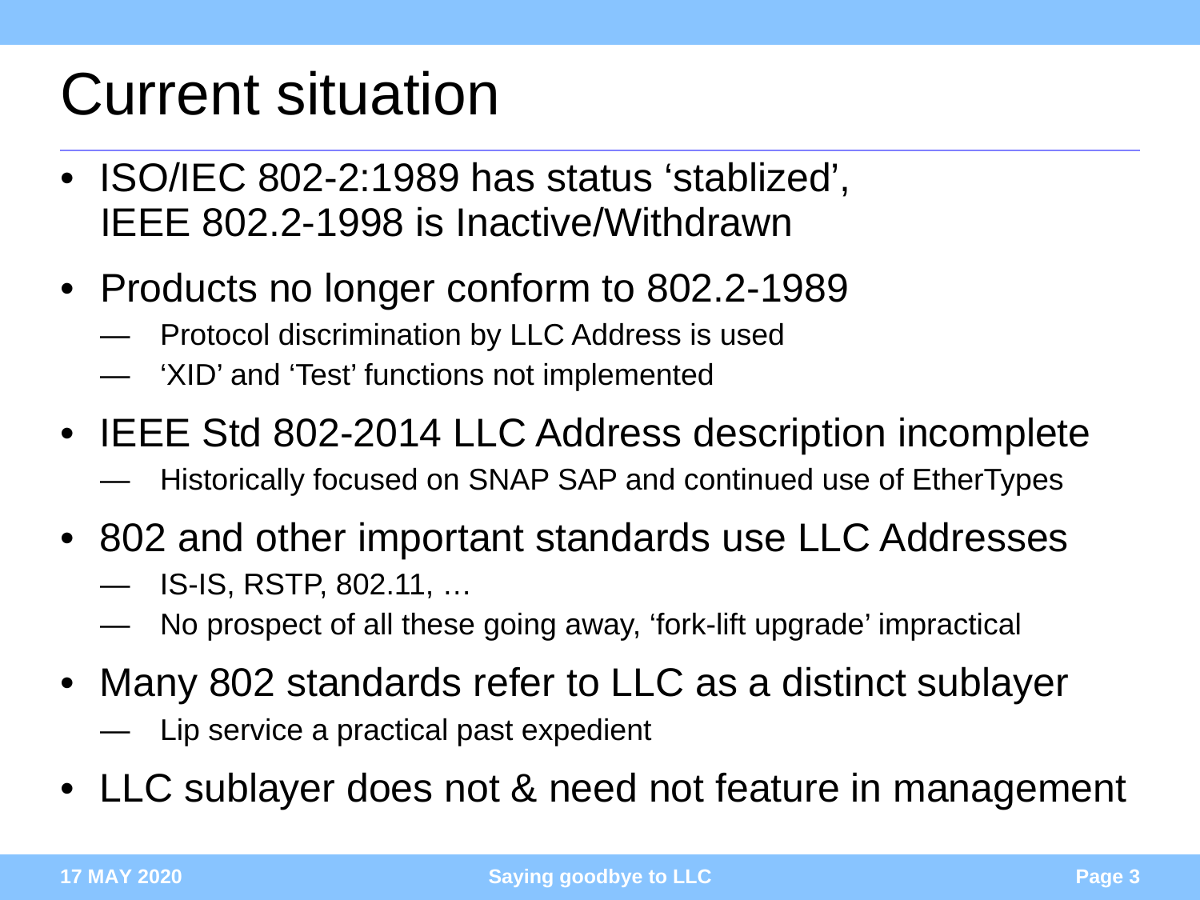# Current situation

- ISO/IEC 802-2:1989 has status ‘stablized’, IEEE 802.2-1998 is Inactive/Withdrawn
- Products no longer conform to 802.2-1989
  - Protocol discrimination by LLC Address is used
  - ‘XID’ and ‘Test’ functions not implemented
- IEEE Std 802-2014 LLC Address description incomplete
  - Historically focused on SNAP SAP and continued use of EtherTypes
- 802 and other important standards use LLC Addresses
  - IS-IS, RSTP, 802.11, …
  - No prospect of all these going away, ‘fork-lift upgrade’ impractical
- Many 802 standards refer to LLC as a distinct sublayer
  - Lip service a practical past expedient
- LLC sublayer does not & need not feature in management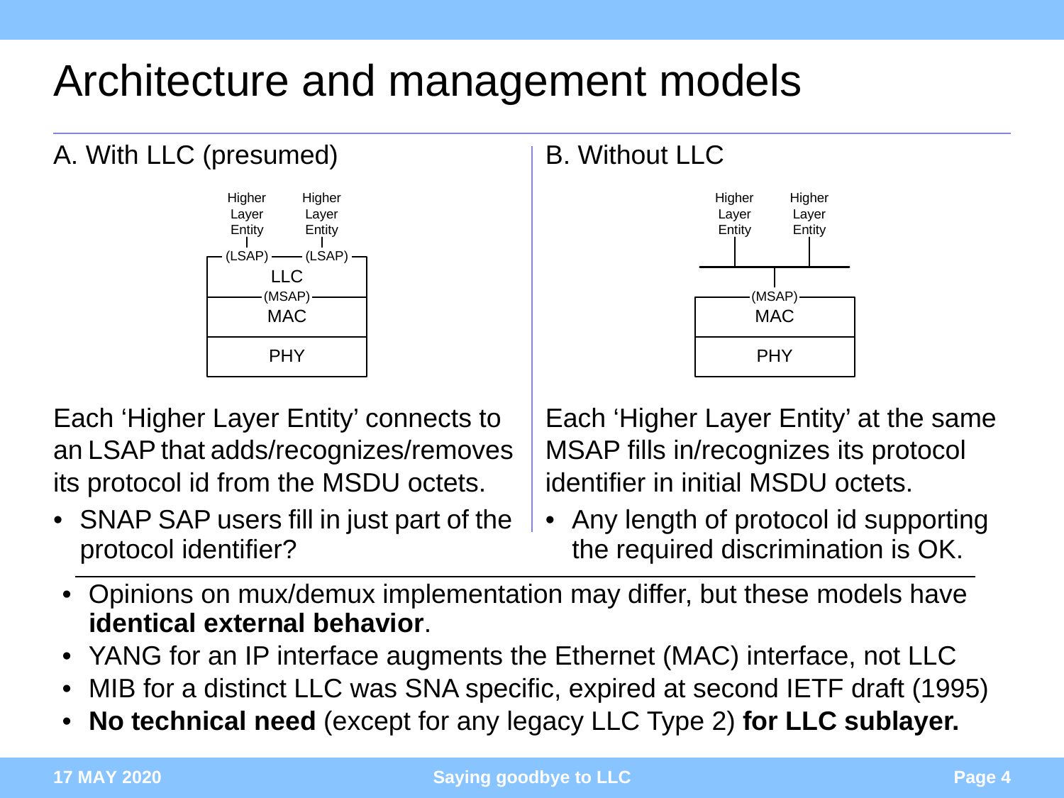# Architecture and management models

## A. With LLC (presumed)

Higher Layer Entity &nbsp;&nbsp; Higher Layer Entity

(LSAP) —— (LSAP)

LLC

(MSAP)

MAC

PHY

Each 'Higher Layer Entity' connects to an LSAP that adds/recognizes/removes its protocol id from the MSDU octets.

- SNAP SAP users fill in just part of the protocol identifier?

## B. Without LLC

Higher Layer Entity &nbsp;&nbsp; Higher Layer Entity

(MSAP)

MAC

PHY

Each 'Higher Layer Entity' at the same MSAP fills in/recognizes its protocol identifier in initial MSDU octets.

- Any length of protocol id supporting the required discrimination is OK.

---

- Opinions on mux/demux implementation may differ, but these models have **identical external behavior**.
- YANG for an IP interface augments the Ethernet (MAC) interface, not LLC
- MIB for a distinct LLC was SNA specific, expired at second IETF draft (1995)
- **No technical need** (except for any legacy LLC Type 2) **for LLC sublayer.**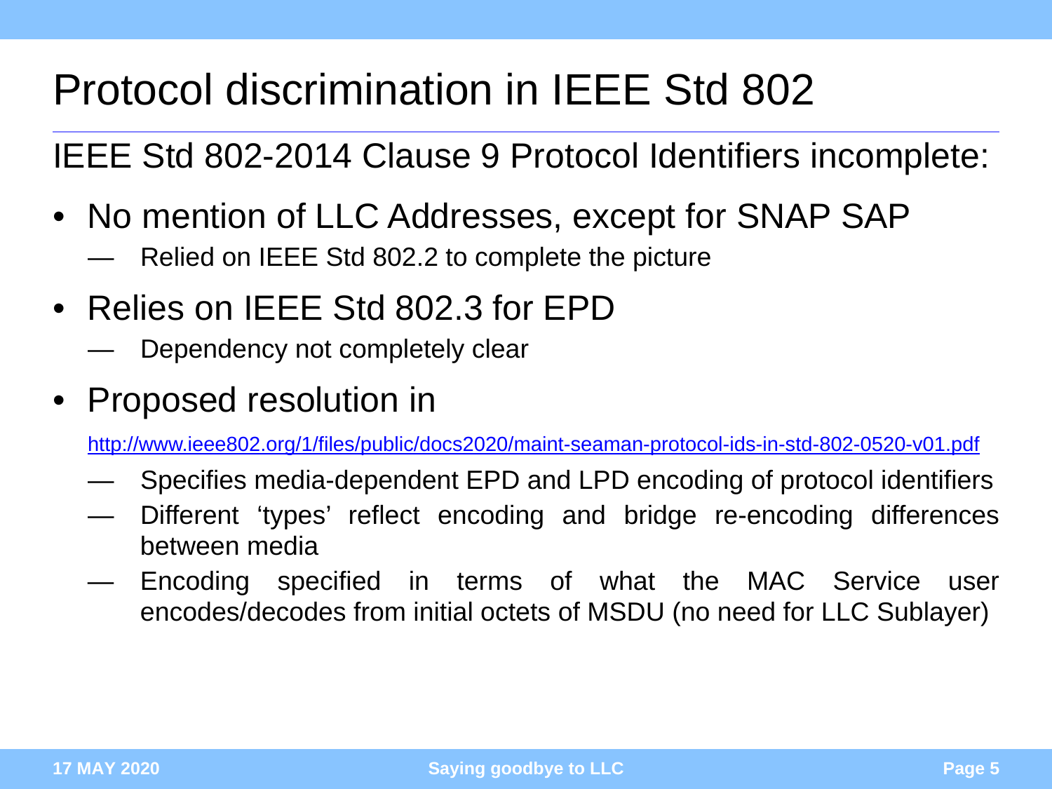# Protocol discrimination in IEEE Std 802

IEEE Std 802-2014 Clause 9 Protocol Identifiers incomplete:

- No mention of LLC Addresses, except for SNAP SAP
  - Relied on IEEE Std 802.2 to complete the picture
- Relies on IEEE Std 802.3 for EPD
  - Dependency not completely clear
- Proposed resolution in

  http://www.ieee802.org/1/files/public/docs2020/maint-seaman-protocol-ids-in-std-802-0520-v01.pdf

  - Specifies media-dependent EPD and LPD encoding of protocol identifiers
  - Different 'types' reflect encoding and bridge re-encoding differences between media
  - Encoding specified in terms of what the MAC Service user encodes/decodes from initial octets of MSDU (no need for LLC Sublayer)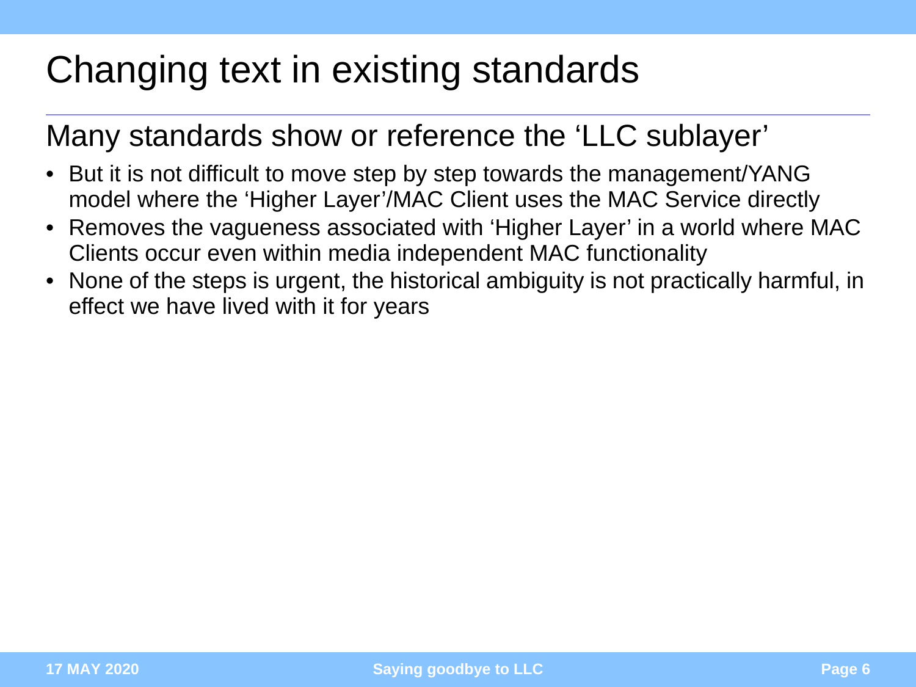# Changing text in existing standards

## Many standards show or reference the ‘LLC sublayer’

- But it is not difficult to move step by step towards the management/YANG model where the ‘Higher Layer’/MAC Client uses the MAC Service directly
- Removes the vagueness associated with ‘Higher Layer’ in a world where MAC Clients occur even within media independent MAC functionality
- None of the steps is urgent, the historical ambiguity is not practically harmful, in effect we have lived with it for years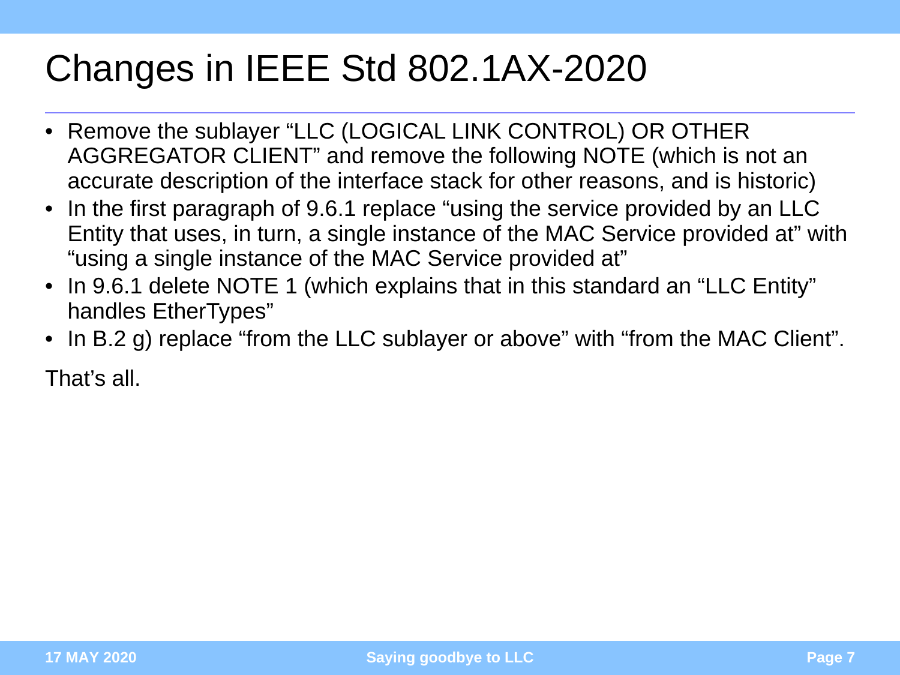# Changes in IEEE Std 802.1AX-2020

- Remove the sublayer “LLC (LOGICAL LINK CONTROL) OR OTHER AGGREGATOR CLIENT” and remove the following NOTE (which is not an accurate description of the interface stack for other reasons, and is historic)
- In the first paragraph of 9.6.1 replace “using the service provided by an LLC Entity that uses, in turn, a single instance of the MAC Service provided at” with “using a single instance of the MAC Service provided at”
- In 9.6.1 delete NOTE 1 (which explains that in this standard an “LLC Entity” handles EtherTypes”
- In B.2 g) replace “from the LLC sublayer or above” with “from the MAC Client”.

That’s all.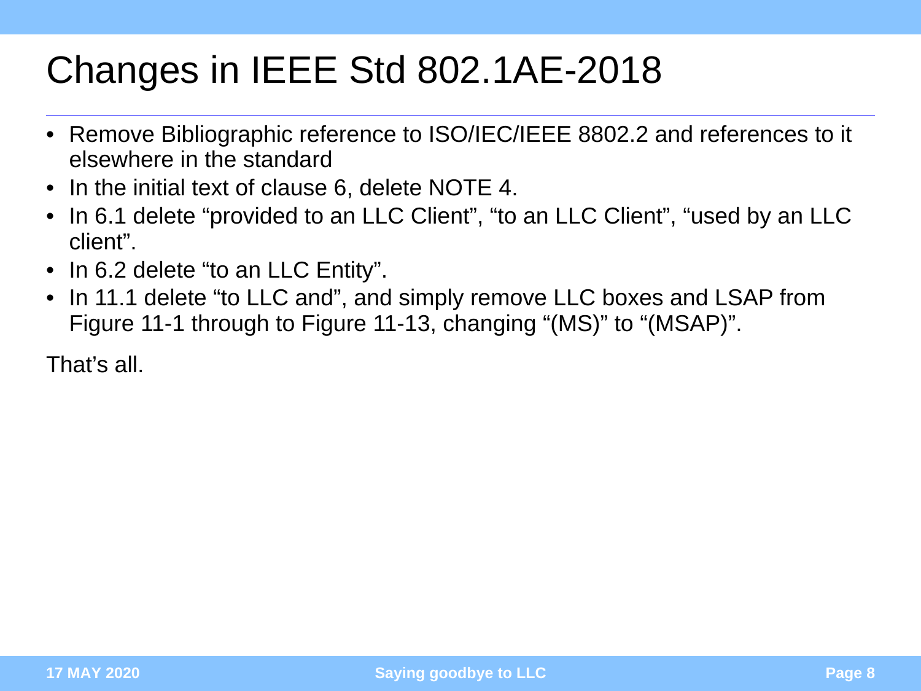# Changes in IEEE Std 802.1AE-2018

- Remove Bibliographic reference to ISO/IEC/IEEE 8802.2 and references to it elsewhere in the standard
- In the initial text of clause 6, delete NOTE 4.
- In 6.1 delete “provided to an LLC Client”, “to an LLC Client”, “used by an LLC client”.
- In 6.2 delete “to an LLC Entity”.
- In 11.1 delete “to LLC and”, and simply remove LLC boxes and LSAP from Figure 11-1 through to Figure 11-13, changing “(MS)” to “(MSAP)”.

That’s all.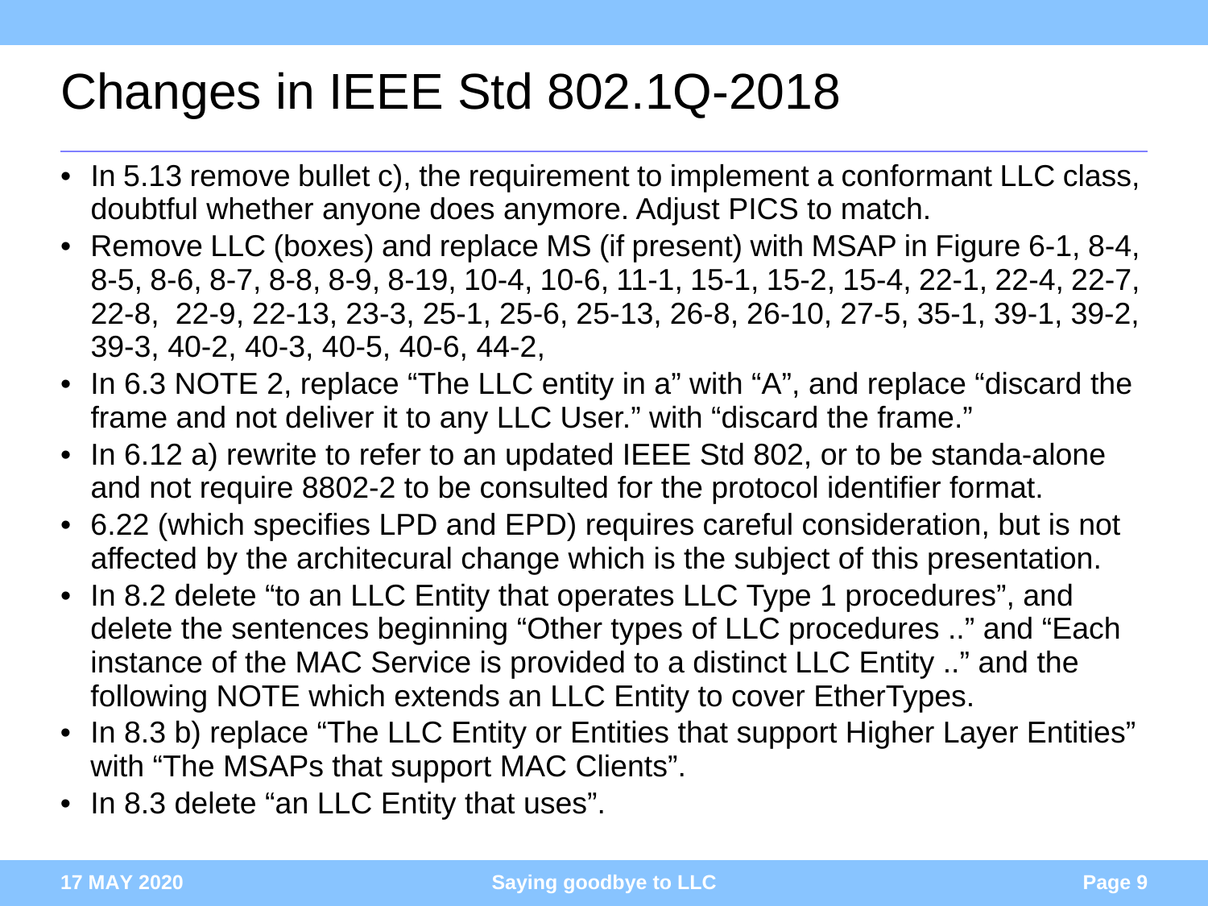# Changes in IEEE Std 802.1Q-2018

- In 5.13 remove bullet c), the requirement to implement a conformant LLC class, doubtful whether anyone does anymore. Adjust PICS to match.
- Remove LLC (boxes) and replace MS (if present) with MSAP in Figure 6-1, 8-4, 8-5, 8-6, 8-7, 8-8, 8-9, 8-19, 10-4, 10-6, 11-1, 15-1, 15-2, 15-4, 22-1, 22-4, 22-7, 22-8, 22-9, 22-13, 23-3, 25-1, 25-6, 25-13, 26-8, 26-10, 27-5, 35-1, 39-1, 39-2, 39-3, 40-2, 40-3, 40-5, 40-6, 44-2,
- In 6.3 NOTE 2, replace "The LLC entity in a" with "A", and replace "discard the frame and not deliver it to any LLC User." with "discard the frame."
- In 6.12 a) rewrite to refer to an updated IEEE Std 802, or to be standa-alone and not require 8802-2 to be consulted for the protocol identifier format.
- 6.22 (which specifies LPD and EPD) requires careful consideration, but is not affected by the architecural change which is the subject of this presentation.
- In 8.2 delete "to an LLC Entity that operates LLC Type 1 procedures", and delete the sentences beginning "Other types of LLC procedures .." and "Each instance of the MAC Service is provided to a distinct LLC Entity .." and the following NOTE which extends an LLC Entity to cover EtherTypes.
- In 8.3 b) replace "The LLC Entity or Entities that support Higher Layer Entities" with "The MSAPs that support MAC Clients".
- In 8.3 delete "an LLC Entity that uses".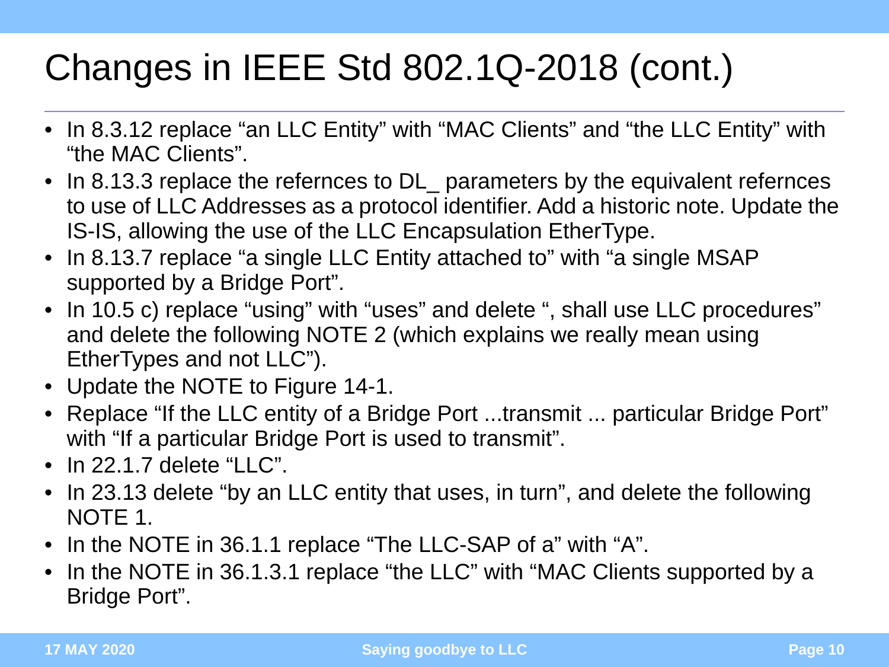# Changes in IEEE Std 802.1Q-2018 (cont.)

- In 8.3.12 replace “an LLC Entity” with “MAC Clients” and “the LLC Entity” with “the MAC Clients”.
- In 8.13.3 replace the refernces to DL_ parameters by the equivalent refernces to use of LLC Addresses as a protocol identifier. Add a historic note. Update the IS-IS, allowing the use of the LLC Encapsulation EtherType.
- In 8.13.7 replace “a single LLC Entity attached to” with “a single MSAP supported by a Bridge Port”.
- In 10.5 c) replace “using” with “uses” and delete “, shall use LLC procedures” and delete the following NOTE 2 (which explains we really mean using EtherTypes and not LLC”).
- Update the NOTE to Figure 14-1.
- Replace “If the LLC entity of a Bridge Port ...transmit ... particular Bridge Port” with “If a particular Bridge Port is used to transmit”.
- In 22.1.7 delete “LLC”.
- In 23.13 delete “by an LLC entity that uses, in turn”, and delete the following NOTE 1.
- In the NOTE in 36.1.1 replace “The LLC-SAP of a” with “A”.
- In the NOTE in 36.1.3.1 replace “the LLC” with “MAC Clients supported by a Bridge Port”.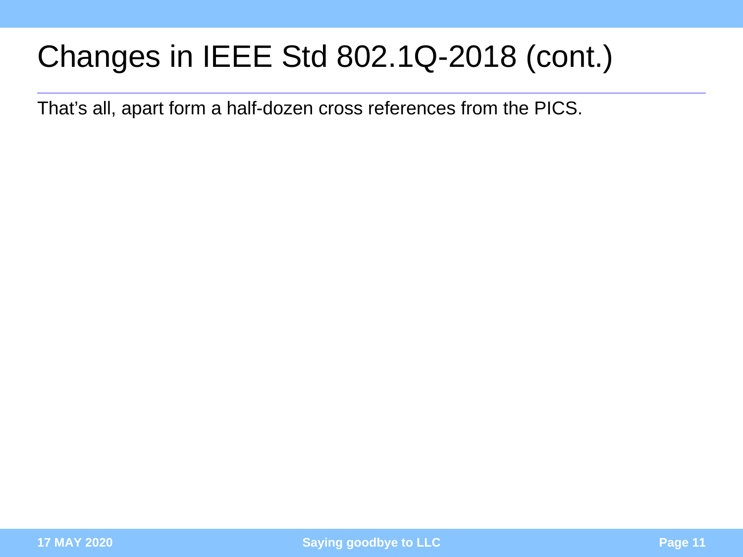# Changes in IEEE Std 802.1Q-2018 (cont.)

That's all, apart form a half-dozen cross references from the PICS.